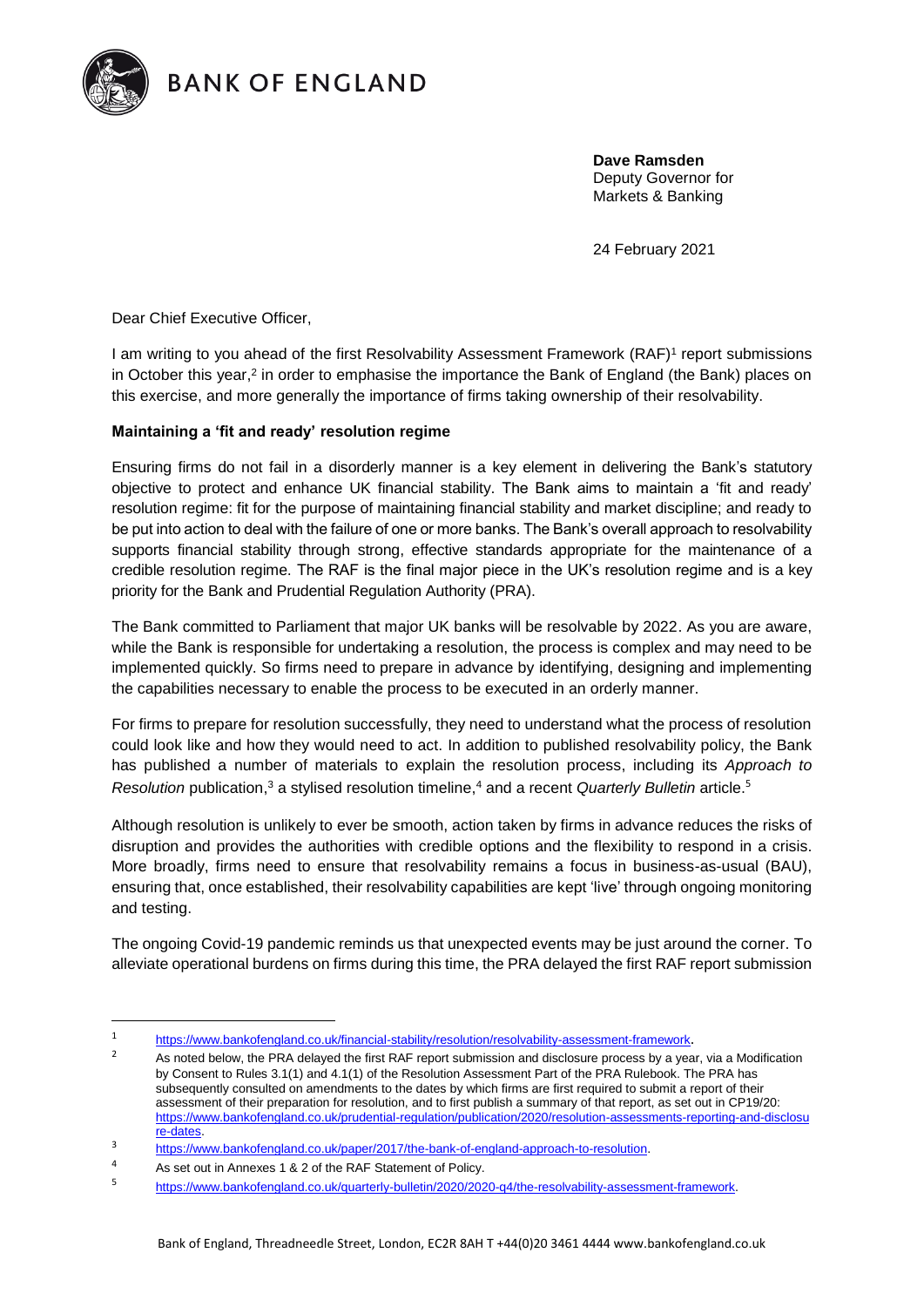**BANK OF ENGLAND**

**Dave Ramsden**
Deputy Governor for
Markets & Banking

24 February 2021

Dear Chief Executive Officer,

I am writing to you ahead of the first Resolvability Assessment Framework (RAF)[1] report submissions in October this year,[2] in order to emphasise the importance the Bank of England (the Bank) places on this exercise, and more generally the importance of firms taking ownership of their resolvability.

**Maintaining a 'fit and ready' resolution regime**

Ensuring firms do not fail in a disorderly manner is a key element in delivering the Bank's statutory objective to protect and enhance UK financial stability. The Bank aims to maintain a 'fit and ready' resolution regime: fit for the purpose of maintaining financial stability and market discipline; and ready to be put into action to deal with the failure of one or more banks. The Bank's overall approach to resolvability supports financial stability through strong, effective standards appropriate for the maintenance of a credible resolution regime. The RAF is the final major piece in the UK's resolution regime and is a key priority for the Bank and Prudential Regulation Authority (PRA).

The Bank committed to Parliament that major UK banks will be resolvable by 2022. As you are aware, while the Bank is responsible for undertaking a resolution, the process is complex and may need to be implemented quickly. So firms need to prepare in advance by identifying, designing and implementing the capabilities necessary to enable the process to be executed in an orderly manner.

For firms to prepare for resolution successfully, they need to understand what the process of resolution could look like and how they would need to act. In addition to published resolvability policy, the Bank has published a number of materials to explain the resolution process, including its *Approach to Resolution* publication,[3] a stylised resolution timeline,[4] and a recent *Quarterly Bulletin* article.[5]

Although resolution is unlikely to ever be smooth, action taken by firms in advance reduces the risks of disruption and provides the authorities with credible options and the flexibility to respond in a crisis. More broadly, firms need to ensure that resolvability remains a focus in business-as-usual (BAU), ensuring that, once established, their resolvability capabilities are kept 'live' through ongoing monitoring and testing.

The ongoing Covid-19 pandemic reminds us that unexpected events may be just around the corner. To alleviate operational burdens on firms during this time, the PRA delayed the first RAF report submission

---

[1] https://www.bankofengland.co.uk/financial-stability/resolution/resolvability-assessment-framework.

[2] As noted below, the PRA delayed the first RAF report submission and disclosure process by a year, via a Modification by Consent to Rules 3.1(1) and 4.1(1) of the Resolution Assessment Part of the PRA Rulebook. The PRA has subsequently consulted on amendments to the dates by which firms are first required to submit a report of their assessment of their preparation for resolution, and to first publish a summary of that report, as set out in CP19/20: https://www.bankofengland.co.uk/prudential-regulation/publication/2020/resolution-assessments-reporting-and-disclosure-dates.

[3] https://www.bankofengland.co.uk/paper/2017/the-bank-of-england-approach-to-resolution.

[4] As set out in Annexes 1 & 2 of the RAF Statement of Policy.

[5] https://www.bankofengland.co.uk/quarterly-bulletin/2020/2020-q4/the-resolvability-assessment-framework.

Bank of England, Threadneedle Street, London, EC2R 8AH T +44(0)20 3461 4444 www.bankofengland.co.uk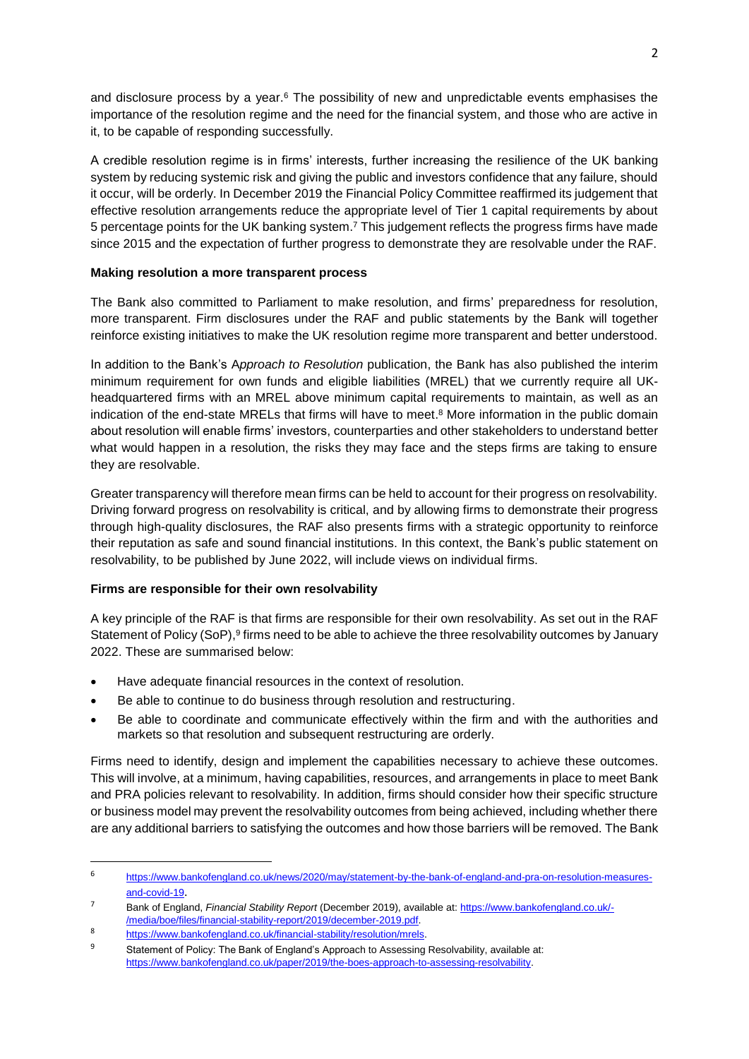and disclosure process by a year.[6] The possibility of new and unpredictable events emphasises the importance of the resolution regime and the need for the financial system, and those who are active in it, to be capable of responding successfully.

A credible resolution regime is in firms' interests, further increasing the resilience of the UK banking system by reducing systemic risk and giving the public and investors confidence that any failure, should it occur, will be orderly. In December 2019 the Financial Policy Committee reaffirmed its judgement that effective resolution arrangements reduce the appropriate level of Tier 1 capital requirements by about 5 percentage points for the UK banking system.[7] This judgement reflects the progress firms have made since 2015 and the expectation of further progress to demonstrate they are resolvable under the RAF.

**Making resolution a more transparent process**

The Bank also committed to Parliament to make resolution, and firms' preparedness for resolution, more transparent. Firm disclosures under the RAF and public statements by the Bank will together reinforce existing initiatives to make the UK resolution regime more transparent and better understood.

In addition to the Bank's A*pproach to Resolution* publication, the Bank has also published the interim minimum requirement for own funds and eligible liabilities (MREL) that we currently require all UK-headquartered firms with an MREL above minimum capital requirements to maintain, as well as an indication of the end-state MRELs that firms will have to meet.[8] More information in the public domain about resolution will enable firms' investors, counterparties and other stakeholders to understand better what would happen in a resolution, the risks they may face and the steps firms are taking to ensure they are resolvable.

Greater transparency will therefore mean firms can be held to account for their progress on resolvability. Driving forward progress on resolvability is critical, and by allowing firms to demonstrate their progress through high-quality disclosures, the RAF also presents firms with a strategic opportunity to reinforce their reputation as safe and sound financial institutions. In this context, the Bank's public statement on resolvability, to be published by June 2022, will include views on individual firms.

**Firms are responsible for their own resolvability**

A key principle of the RAF is that firms are responsible for their own resolvability. As set out in the RAF Statement of Policy (SoP),[9] firms need to be able to achieve the three resolvability outcomes by January 2022. These are summarised below:

- Have adequate financial resources in the context of resolution.
- Be able to continue to do business through resolution and restructuring.
- Be able to coordinate and communicate effectively within the firm and with the authorities and markets so that resolution and subsequent restructuring are orderly.

Firms need to identify, design and implement the capabilities necessary to achieve these outcomes. This will involve, at a minimum, having capabilities, resources, and arrangements in place to meet Bank and PRA policies relevant to resolvability. In addition, firms should consider how their specific structure or business model may prevent the resolvability outcomes from being achieved, including whether there are any additional barriers to satisfying the outcomes and how those barriers will be removed. The Bank

---

[6] https://www.bankofengland.co.uk/news/2020/may/statement-by-the-bank-of-england-and-pra-on-resolution-measures-and-covid-19.

[7] Bank of England, *Financial Stability Report* (December 2019), available at: https://www.bankofengland.co.uk/-/media/boe/files/financial-stability-report/2019/december-2019.pdf.

[8] https://www.bankofengland.co.uk/financial-stability/resolution/mrels.

[9] Statement of Policy: The Bank of England's Approach to Assessing Resolvability, available at: https://www.bankofengland.co.uk/paper/2019/the-boes-approach-to-assessing-resolvability.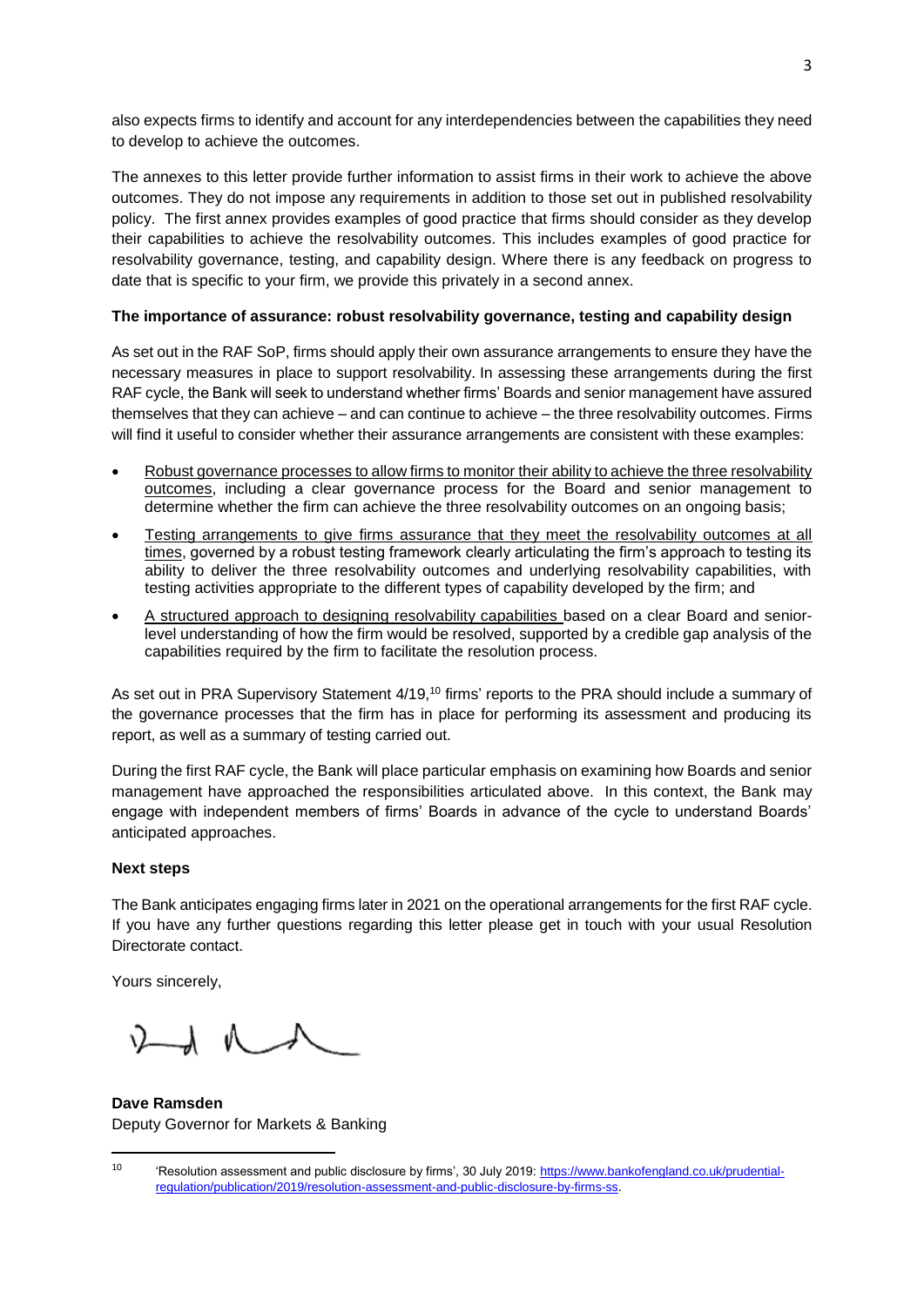also expects firms to identify and account for any interdependencies between the capabilities they need to develop to achieve the outcomes.

The annexes to this letter provide further information to assist firms in their work to achieve the above outcomes. They do not impose any requirements in addition to those set out in published resolvability policy. The first annex provides examples of good practice that firms should consider as they develop their capabilities to achieve the resolvability outcomes. This includes examples of good practice for resolvability governance, testing, and capability design. Where there is any feedback on progress to date that is specific to your firm, we provide this privately in a second annex.

**The importance of assurance: robust resolvability governance, testing and capability design**

As set out in the RAF SoP, firms should apply their own assurance arrangements to ensure they have the necessary measures in place to support resolvability. In assessing these arrangements during the first RAF cycle, the Bank will seek to understand whether firms' Boards and senior management have assured themselves that they can achieve – and can continue to achieve – the three resolvability outcomes. Firms will find it useful to consider whether their assurance arrangements are consistent with these examples:

- Robust governance processes to allow firms to monitor their ability to achieve the three resolvability outcomes, including a clear governance process for the Board and senior management to determine whether the firm can achieve the three resolvability outcomes on an ongoing basis;
- Testing arrangements to give firms assurance that they meet the resolvability outcomes at all times, governed by a robust testing framework clearly articulating the firm's approach to testing its ability to deliver the three resolvability outcomes and underlying resolvability capabilities, with testing activities appropriate to the different types of capability developed by the firm; and
- A structured approach to designing resolvability capabilities based on a clear Board and senior-level understanding of how the firm would be resolved, supported by a credible gap analysis of the capabilities required by the firm to facilitate the resolution process.

As set out in PRA Supervisory Statement 4/19,[10] firms' reports to the PRA should include a summary of the governance processes that the firm has in place for performing its assessment and producing its report, as well as a summary of testing carried out.

During the first RAF cycle, the Bank will place particular emphasis on examining how Boards and senior management have approached the responsibilities articulated above. In this context, the Bank may engage with independent members of firms' Boards in advance of the cycle to understand Boards' anticipated approaches.

**Next steps**

The Bank anticipates engaging firms later in 2021 on the operational arrangements for the first RAF cycle. If you have any further questions regarding this letter please get in touch with your usual Resolution Directorate contact.

Yours sincerely,

**Dave Ramsden**
Deputy Governor for Markets & Banking

---

[10] 'Resolution assessment and public disclosure by firms', 30 July 2019: https://www.bankofengland.co.uk/prudential-regulation/publication/2019/resolution-assessment-and-public-disclosure-by-firms-ss.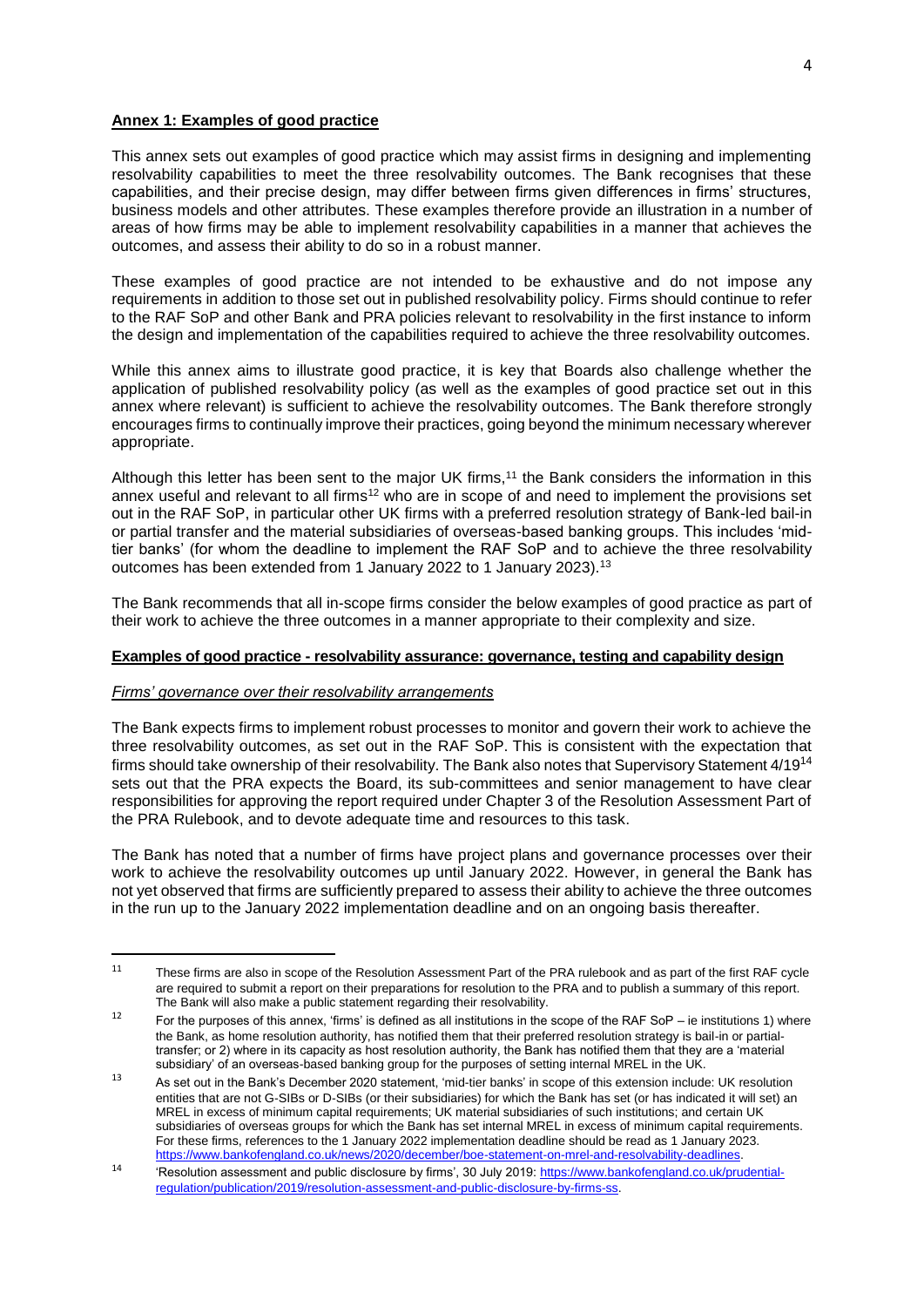## **Annex 1: Examples of good practice**

This annex sets out examples of good practice which may assist firms in designing and implementing resolvability capabilities to meet the three resolvability outcomes. The Bank recognises that these capabilities, and their precise design, may differ between firms given differences in firms' structures, business models and other attributes. These examples therefore provide an illustration in a number of areas of how firms may be able to implement resolvability capabilities in a manner that achieves the outcomes, and assess their ability to do so in a robust manner.

These examples of good practice are not intended to be exhaustive and do not impose any requirements in addition to those set out in published resolvability policy. Firms should continue to refer to the RAF SoP and other Bank and PRA policies relevant to resolvability in the first instance to inform the design and implementation of the capabilities required to achieve the three resolvability outcomes.

While this annex aims to illustrate good practice, it is key that Boards also challenge whether the application of published resolvability policy (as well as the examples of good practice set out in this annex where relevant) is sufficient to achieve the resolvability outcomes. The Bank therefore strongly encourages firms to continually improve their practices, going beyond the minimum necessary wherever appropriate.

Although this letter has been sent to the major UK firms,[11] the Bank considers the information in this annex useful and relevant to all firms[12] who are in scope of and need to implement the provisions set out in the RAF SoP, in particular other UK firms with a preferred resolution strategy of Bank-led bail-in or partial transfer and the material subsidiaries of overseas-based banking groups. This includes 'mid-tier banks' (for whom the deadline to implement the RAF SoP and to achieve the three resolvability outcomes has been extended from 1 January 2022 to 1 January 2023).[13]

The Bank recommends that all in-scope firms consider the below examples of good practice as part of their work to achieve the three outcomes in a manner appropriate to their complexity and size.

### **Examples of good practice - resolvability assurance: governance, testing and capability design**

#### *Firms' governance over their resolvability arrangements*

The Bank expects firms to implement robust processes to monitor and govern their work to achieve the three resolvability outcomes, as set out in the RAF SoP. This is consistent with the expectation that firms should take ownership of their resolvability. The Bank also notes that Supervisory Statement 4/19[14] sets out that the PRA expects the Board, its sub-committees and senior management to have clear responsibilities for approving the report required under Chapter 3 of the Resolution Assessment Part of the PRA Rulebook, and to devote adequate time and resources to this task.

The Bank has noted that a number of firms have project plans and governance processes over their work to achieve the resolvability outcomes up until January 2022. However, in general the Bank has not yet observed that firms are sufficiently prepared to assess their ability to achieve the three outcomes in the run up to the January 2022 implementation deadline and on an ongoing basis thereafter.

---

[11] These firms are also in scope of the Resolution Assessment Part of the PRA rulebook and as part of the first RAF cycle are required to submit a report on their preparations for resolution to the PRA and to publish a summary of this report. The Bank will also make a public statement regarding their resolvability.

[12] For the purposes of this annex, 'firms' is defined as all institutions in the scope of the RAF SoP – ie institutions 1) where the Bank, as home resolution authority, has notified them that their preferred resolution strategy is bail-in or partial-transfer; or 2) where in its capacity as host resolution authority, the Bank has notified them that they are a 'material subsidiary' of an overseas-based banking group for the purposes of setting internal MREL in the UK.

[13] As set out in the Bank's December 2020 statement, 'mid-tier banks' in scope of this extension include: UK resolution entities that are not G-SIBs or D-SIBs (or their subsidiaries) for which the Bank has set (or has indicated it will set) an MREL in excess of minimum capital requirements; UK material subsidiaries of such institutions; and certain UK subsidiaries of overseas groups for which the Bank has set internal MREL in excess of minimum capital requirements. For these firms, references to the 1 January 2022 implementation deadline should be read as 1 January 2023. https://www.bankofengland.co.uk/news/2020/december/boe-statement-on-mrel-and-resolvability-deadlines.

[14] 'Resolution assessment and public disclosure by firms', 30 July 2019: https://www.bankofengland.co.uk/prudential-regulation/publication/2019/resolution-assessment-and-public-disclosure-by-firms-ss.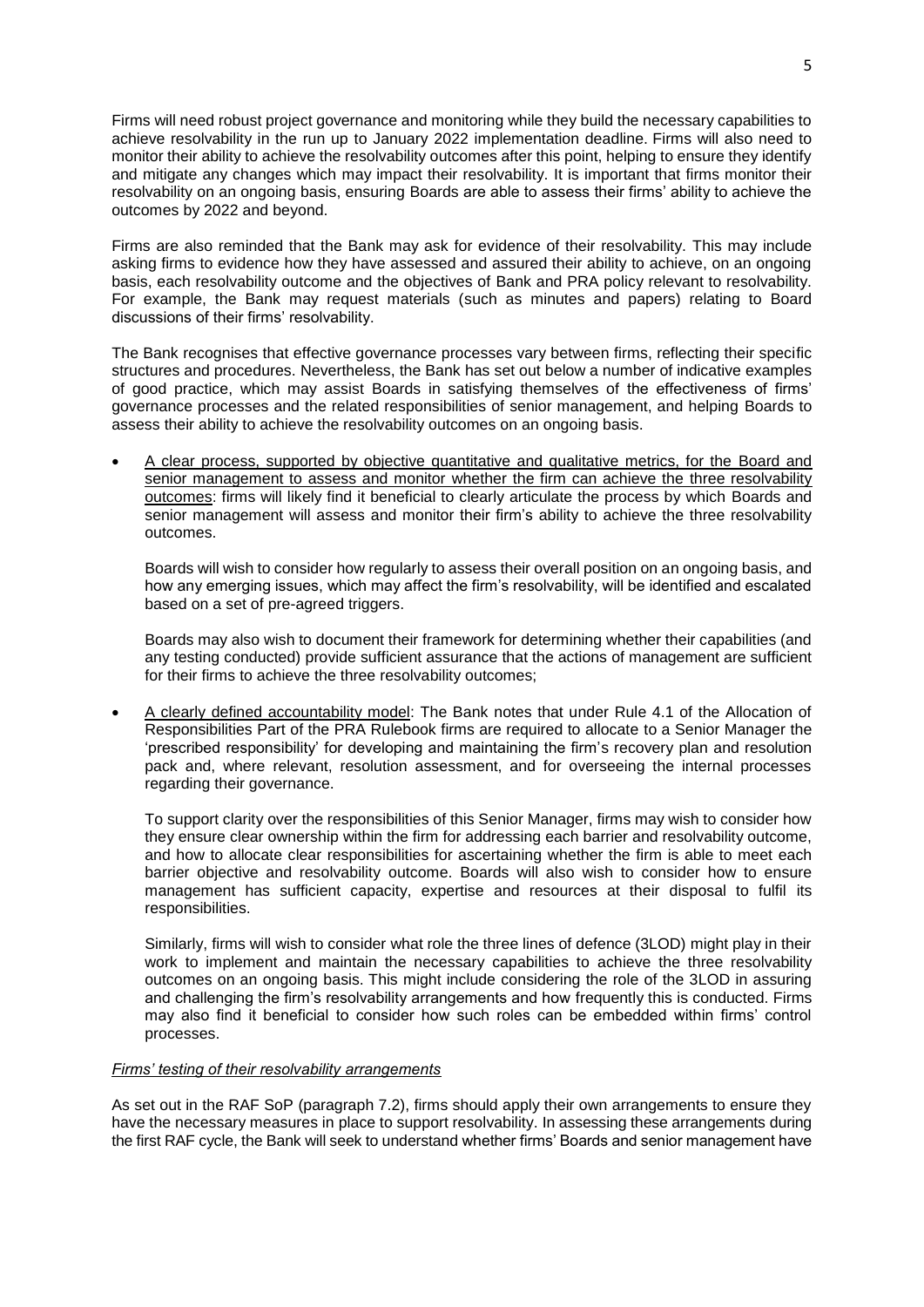Firms will need robust project governance and monitoring while they build the necessary capabilities to achieve resolvability in the run up to January 2022 implementation deadline. Firms will also need to monitor their ability to achieve the resolvability outcomes after this point, helping to ensure they identify and mitigate any changes which may impact their resolvability. It is important that firms monitor their resolvability on an ongoing basis, ensuring Boards are able to assess their firms' ability to achieve the outcomes by 2022 and beyond.

Firms are also reminded that the Bank may ask for evidence of their resolvability. This may include asking firms to evidence how they have assessed and assured their ability to achieve, on an ongoing basis, each resolvability outcome and the objectives of Bank and PRA policy relevant to resolvability. For example, the Bank may request materials (such as minutes and papers) relating to Board discussions of their firms' resolvability.

The Bank recognises that effective governance processes vary between firms, reflecting their specific structures and procedures. Nevertheless, the Bank has set out below a number of indicative examples of good practice, which may assist Boards in satisfying themselves of the effectiveness of firms' governance processes and the related responsibilities of senior management, and helping Boards to assess their ability to achieve the resolvability outcomes on an ongoing basis.

- A clear process, supported by objective quantitative and qualitative metrics, for the Board and senior management to assess and monitor whether the firm can achieve the three resolvability outcomes: firms will likely find it beneficial to clearly articulate the process by which Boards and senior management will assess and monitor their firm's ability to achieve the three resolvability outcomes.

  Boards will wish to consider how regularly to assess their overall position on an ongoing basis, and how any emerging issues, which may affect the firm's resolvability, will be identified and escalated based on a set of pre-agreed triggers.

  Boards may also wish to document their framework for determining whether their capabilities (and any testing conducted) provide sufficient assurance that the actions of management are sufficient for their firms to achieve the three resolvability outcomes;

- A clearly defined accountability model: The Bank notes that under Rule 4.1 of the Allocation of Responsibilities Part of the PRA Rulebook firms are required to allocate to a Senior Manager the 'prescribed responsibility' for developing and maintaining the firm's recovery plan and resolution pack and, where relevant, resolution assessment, and for overseeing the internal processes regarding their governance.

  To support clarity over the responsibilities of this Senior Manager, firms may wish to consider how they ensure clear ownership within the firm for addressing each barrier and resolvability outcome, and how to allocate clear responsibilities for ascertaining whether the firm is able to meet each barrier objective and resolvability outcome. Boards will also wish to consider how to ensure management has sufficient capacity, expertise and resources at their disposal to fulfil its responsibilities.

  Similarly, firms will wish to consider what role the three lines of defence (3LOD) might play in their work to implement and maintain the necessary capabilities to achieve the three resolvability outcomes on an ongoing basis. This might include considering the role of the 3LOD in assuring and challenging the firm's resolvability arrangements and how frequently this is conducted. Firms may also find it beneficial to consider how such roles can be embedded within firms' control processes.

*Firms' testing of their resolvability arrangements*

As set out in the RAF SoP (paragraph 7.2), firms should apply their own arrangements to ensure they have the necessary measures in place to support resolvability. In assessing these arrangements during the first RAF cycle, the Bank will seek to understand whether firms' Boards and senior management have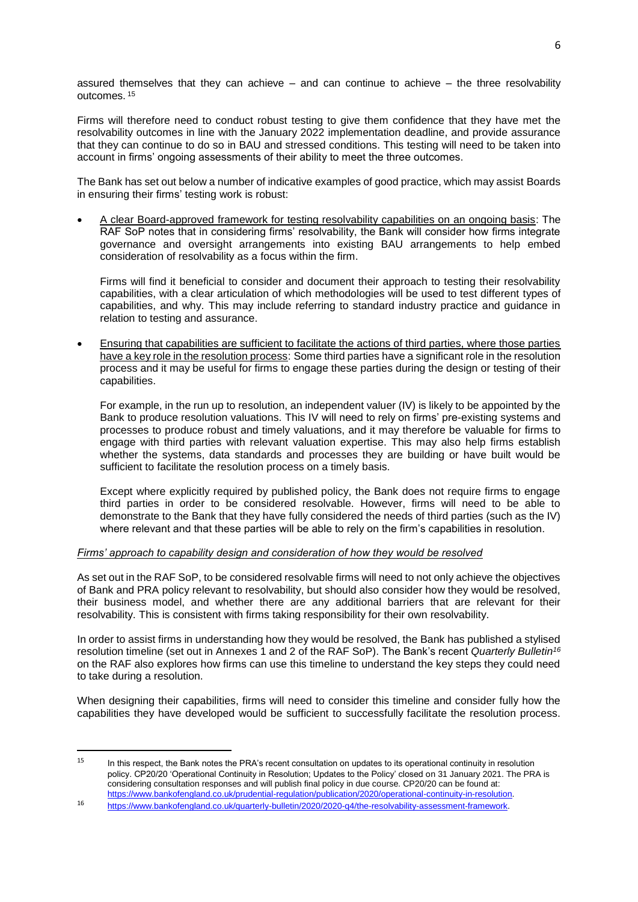assured themselves that they can achieve – and can continue to achieve – the three resolvability outcomes.[15]

Firms will therefore need to conduct robust testing to give them confidence that they have met the resolvability outcomes in line with the January 2022 implementation deadline, and provide assurance that they can continue to do so in BAU and stressed conditions. This testing will need to be taken into account in firms' ongoing assessments of their ability to meet the three outcomes.

The Bank has set out below a number of indicative examples of good practice, which may assist Boards in ensuring their firms' testing work is robust:

- A clear Board-approved framework for testing resolvability capabilities on an ongoing basis: The RAF SoP notes that in considering firms' resolvability, the Bank will consider how firms integrate governance and oversight arrangements into existing BAU arrangements to help embed consideration of resolvability as a focus within the firm.

  Firms will find it beneficial to consider and document their approach to testing their resolvability capabilities, with a clear articulation of which methodologies will be used to test different types of capabilities, and why. This may include referring to standard industry practice and guidance in relation to testing and assurance.

- Ensuring that capabilities are sufficient to facilitate the actions of third parties, where those parties have a key role in the resolution process: Some third parties have a significant role in the resolution process and it may be useful for firms to engage these parties during the design or testing of their capabilities.

  For example, in the run up to resolution, an independent valuer (IV) is likely to be appointed by the Bank to produce resolution valuations. This IV will need to rely on firms' pre-existing systems and processes to produce robust and timely valuations, and it may therefore be valuable for firms to engage with third parties with relevant valuation expertise. This may also help firms establish whether the systems, data standards and processes they are building or have built would be sufficient to facilitate the resolution process on a timely basis.

  Except where explicitly required by published policy, the Bank does not require firms to engage third parties in order to be considered resolvable. However, firms will need to be able to demonstrate to the Bank that they have fully considered the needs of third parties (such as the IV) where relevant and that these parties will be able to rely on the firm's capabilities in resolution.

*Firms' approach to capability design and consideration of how they would be resolved*

As set out in the RAF SoP, to be considered resolvable firms will need to not only achieve the objectives of Bank and PRA policy relevant to resolvability, but should also consider how they would be resolved, their business model, and whether there are any additional barriers that are relevant for their resolvability. This is consistent with firms taking responsibility for their own resolvability.

In order to assist firms in understanding how they would be resolved, the Bank has published a stylised resolution timeline (set out in Annexes 1 and 2 of the RAF SoP). The Bank's recent *Quarterly Bulletin*[16] on the RAF also explores how firms can use this timeline to understand the key steps they could need to take during a resolution.

When designing their capabilities, firms will need to consider this timeline and consider fully how the capabilities they have developed would be sufficient to successfully facilitate the resolution process.

---

[15] In this respect, the Bank notes the PRA's recent consultation on updates to its operational continuity in resolution policy. CP20/20 'Operational Continuity in Resolution; Updates to the Policy' closed on 31 January 2021. The PRA is considering consultation responses and will publish final policy in due course. CP20/20 can be found at: https://www.bankofengland.co.uk/prudential-regulation/publication/2020/operational-continuity-in-resolution.

[16] https://www.bankofengland.co.uk/quarterly-bulletin/2020/2020-q4/the-resolvability-assessment-framework.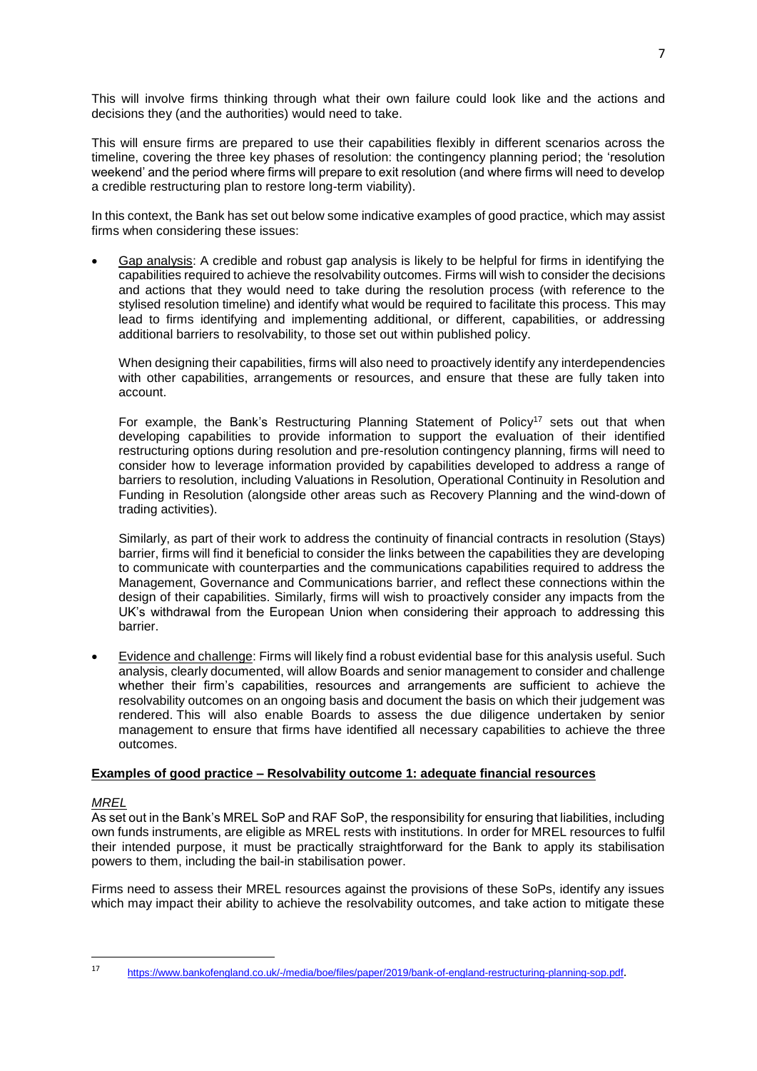This will involve firms thinking through what their own failure could look like and the actions and decisions they (and the authorities) would need to take.

This will ensure firms are prepared to use their capabilities flexibly in different scenarios across the timeline, covering the three key phases of resolution: the contingency planning period; the 'resolution weekend' and the period where firms will prepare to exit resolution (and where firms will need to develop a credible restructuring plan to restore long-term viability).

In this context, the Bank has set out below some indicative examples of good practice, which may assist firms when considering these issues:

- Gap analysis: A credible and robust gap analysis is likely to be helpful for firms in identifying the capabilities required to achieve the resolvability outcomes. Firms will wish to consider the decisions and actions that they would need to take during the resolution process (with reference to the stylised resolution timeline) and identify what would be required to facilitate this process. This may lead to firms identifying and implementing additional, or different, capabilities, or addressing additional barriers to resolvability, to those set out within published policy.

  When designing their capabilities, firms will also need to proactively identify any interdependencies with other capabilities, arrangements or resources, and ensure that these are fully taken into account.

  For example, the Bank's Restructuring Planning Statement of Policy[17] sets out that when developing capabilities to provide information to support the evaluation of their identified restructuring options during resolution and pre-resolution contingency planning, firms will need to consider how to leverage information provided by capabilities developed to address a range of barriers to resolution, including Valuations in Resolution, Operational Continuity in Resolution and Funding in Resolution (alongside other areas such as Recovery Planning and the wind-down of trading activities).

  Similarly, as part of their work to address the continuity of financial contracts in resolution (Stays) barrier, firms will find it beneficial to consider the links between the capabilities they are developing to communicate with counterparties and the communications capabilities required to address the Management, Governance and Communications barrier, and reflect these connections within the design of their capabilities. Similarly, firms will wish to proactively consider any impacts from the UK's withdrawal from the European Union when considering their approach to addressing this barrier.

- Evidence and challenge: Firms will likely find a robust evidential base for this analysis useful. Such analysis, clearly documented, will allow Boards and senior management to consider and challenge whether their firm's capabilities, resources and arrangements are sufficient to achieve the resolvability outcomes on an ongoing basis and document the basis on which their judgement was rendered. This will also enable Boards to assess the due diligence undertaken by senior management to ensure that firms have identified all necessary capabilities to achieve the three outcomes.

**Examples of good practice – Resolvability outcome 1: adequate financial resources**

*MREL*

As set out in the Bank's MREL SoP and RAF SoP, the responsibility for ensuring that liabilities, including own funds instruments, are eligible as MREL rests with institutions. In order for MREL resources to fulfil their intended purpose, it must be practically straightforward for the Bank to apply its stabilisation powers to them, including the bail-in stabilisation power.

Firms need to assess their MREL resources against the provisions of these SoPs, identify any issues which may impact their ability to achieve the resolvability outcomes, and take action to mitigate these

[17] https://www.bankofengland.co.uk/-/media/boe/files/paper/2019/bank-of-england-restructuring-planning-sop.pdf.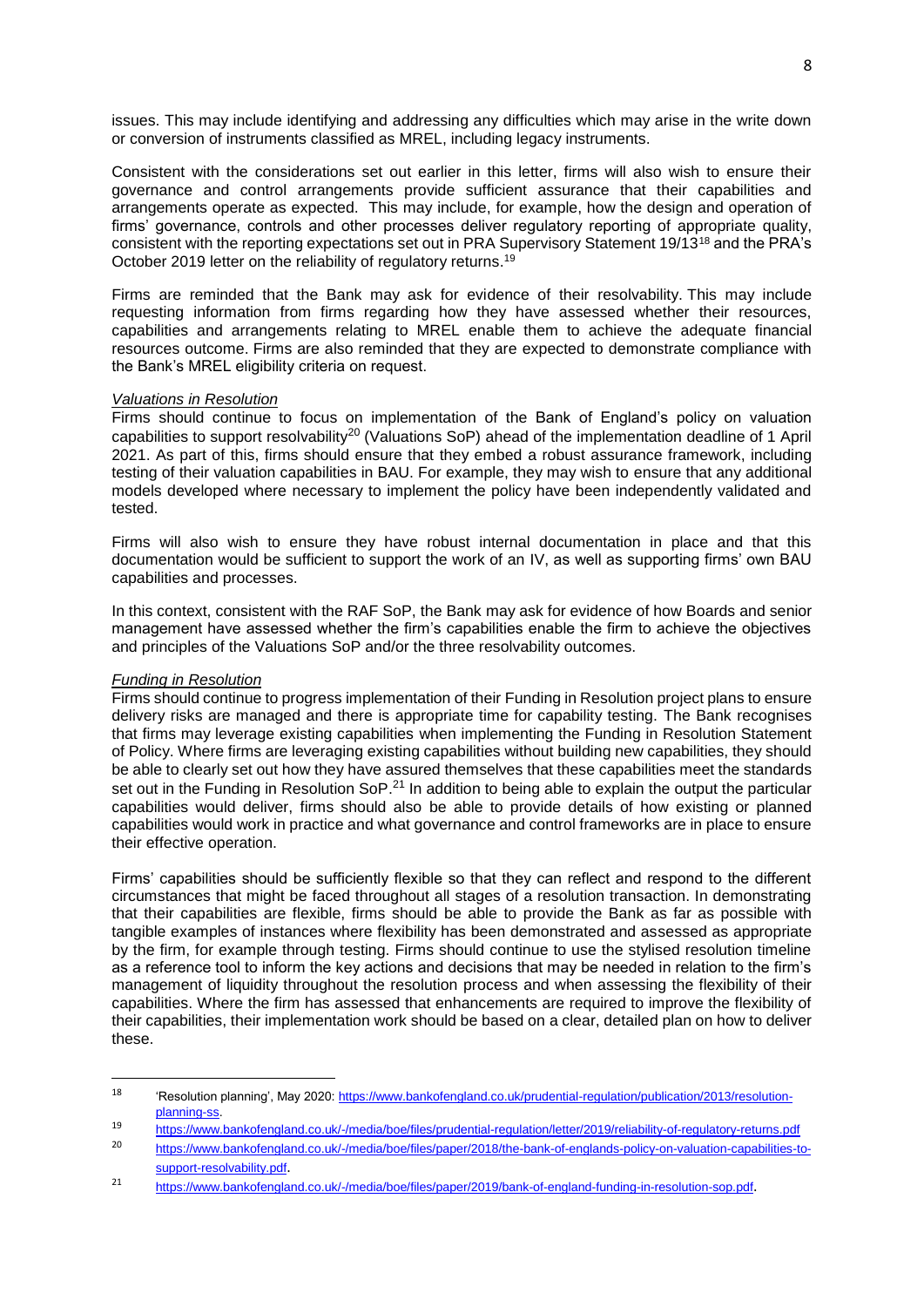issues. This may include identifying and addressing any difficulties which may arise in the write down or conversion of instruments classified as MREL, including legacy instruments.

Consistent with the considerations set out earlier in this letter, firms will also wish to ensure their governance and control arrangements provide sufficient assurance that their capabilities and arrangements operate as expected. This may include, for example, how the design and operation of firms' governance, controls and other processes deliver regulatory reporting of appropriate quality, consistent with the reporting expectations set out in PRA Supervisory Statement 19/13[18] and the PRA's October 2019 letter on the reliability of regulatory returns.[19]

Firms are reminded that the Bank may ask for evidence of their resolvability. This may include requesting information from firms regarding how they have assessed whether their resources, capabilities and arrangements relating to MREL enable them to achieve the adequate financial resources outcome. Firms are also reminded that they are expected to demonstrate compliance with the Bank's MREL eligibility criteria on request.

*Valuations in Resolution*

Firms should continue to focus on implementation of the Bank of England's policy on valuation capabilities to support resolvability[20] (Valuations SoP) ahead of the implementation deadline of 1 April 2021. As part of this, firms should ensure that they embed a robust assurance framework, including testing of their valuation capabilities in BAU. For example, they may wish to ensure that any additional models developed where necessary to implement the policy have been independently validated and tested.

Firms will also wish to ensure they have robust internal documentation in place and that this documentation would be sufficient to support the work of an IV, as well as supporting firms' own BAU capabilities and processes.

In this context, consistent with the RAF SoP, the Bank may ask for evidence of how Boards and senior management have assessed whether the firm's capabilities enable the firm to achieve the objectives and principles of the Valuations SoP and/or the three resolvability outcomes.

*Funding in Resolution*

Firms should continue to progress implementation of their Funding in Resolution project plans to ensure delivery risks are managed and there is appropriate time for capability testing. The Bank recognises that firms may leverage existing capabilities when implementing the Funding in Resolution Statement of Policy. Where firms are leveraging existing capabilities without building new capabilities, they should be able to clearly set out how they have assured themselves that these capabilities meet the standards set out in the Funding in Resolution SoP.[21] In addition to being able to explain the output the particular capabilities would deliver, firms should also be able to provide details of how existing or planned capabilities would work in practice and what governance and control frameworks are in place to ensure their effective operation.

Firms' capabilities should be sufficiently flexible so that they can reflect and respond to the different circumstances that might be faced throughout all stages of a resolution transaction. In demonstrating that their capabilities are flexible, firms should be able to provide the Bank as far as possible with tangible examples of instances where flexibility has been demonstrated and assessed as appropriate by the firm, for example through testing. Firms should continue to use the stylised resolution timeline as a reference tool to inform the key actions and decisions that may be needed in relation to the firm's management of liquidity throughout the resolution process and when assessing the flexibility of their capabilities. Where the firm has assessed that enhancements are required to improve the flexibility of their capabilities, their implementation work should be based on a clear, detailed plan on how to deliver these.

---

[18] 'Resolution planning', May 2020: https://www.bankofengland.co.uk/prudential-regulation/publication/2013/resolution-planning-ss.

[19] https://www.bankofengland.co.uk/-/media/boe/files/prudential-regulation/letter/2019/reliability-of-regulatory-returns.pdf

[20] https://www.bankofengland.co.uk/-/media/boe/files/paper/2018/the-bank-of-englands-policy-on-valuation-capabilities-to-support-resolvability.pdf.

[21] https://www.bankofengland.co.uk/-/media/boe/files/paper/2019/bank-of-england-funding-in-resolution-sop.pdf.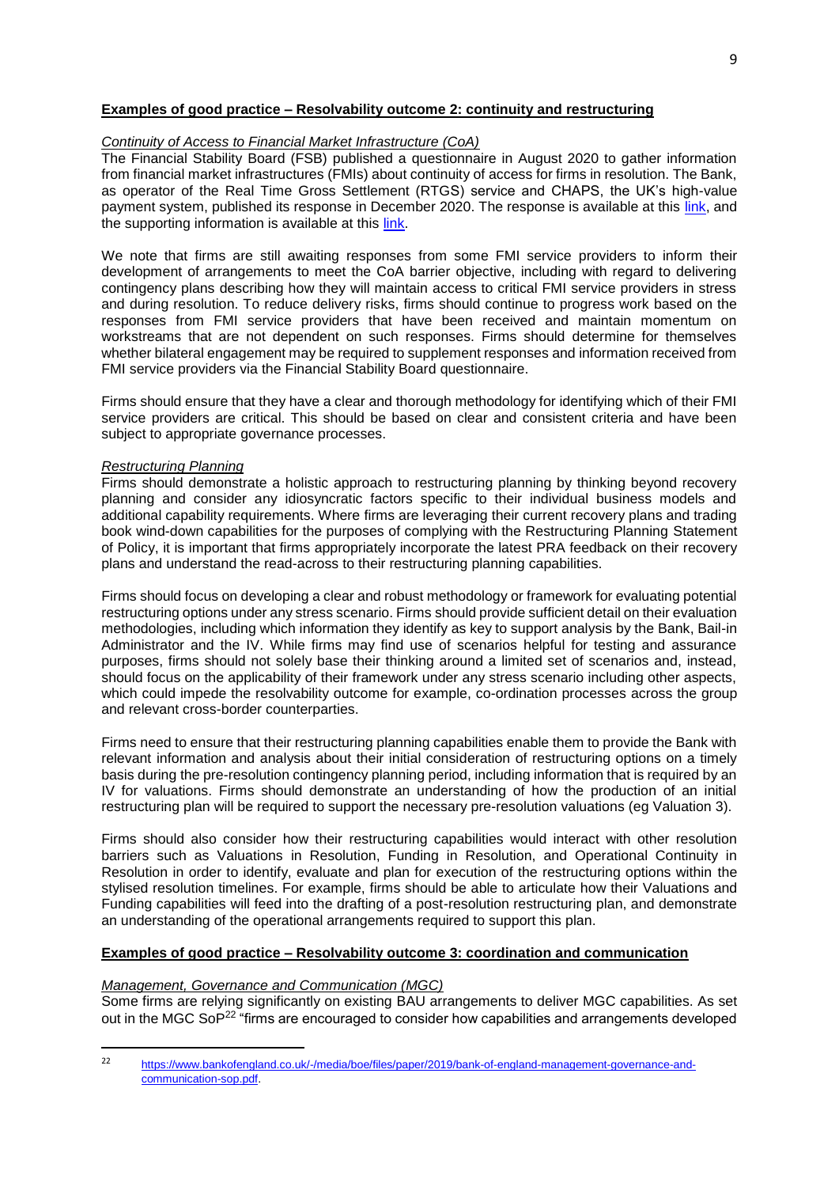## **Examples of good practice – Resolvability outcome 2: continuity and restructuring**

*Continuity of Access to Financial Market Infrastructure (CoA)*

The Financial Stability Board (FSB) published a questionnaire in August 2020 to gather information from financial market infrastructures (FMIs) about continuity of access for firms in resolution. The Bank, as operator of the Real Time Gross Settlement (RTGS) service and CHAPS, the UK's high-value payment system, published its response in December 2020. The response is available at this link, and the supporting information is available at this link.

We note that firms are still awaiting responses from some FMI service providers to inform their development of arrangements to meet the CoA barrier objective, including with regard to delivering contingency plans describing how they will maintain access to critical FMI service providers in stress and during resolution. To reduce delivery risks, firms should continue to progress work based on the responses from FMI service providers that have been received and maintain momentum on workstreams that are not dependent on such responses. Firms should determine for themselves whether bilateral engagement may be required to supplement responses and information received from FMI service providers via the Financial Stability Board questionnaire.

Firms should ensure that they have a clear and thorough methodology for identifying which of their FMI service providers are critical. This should be based on clear and consistent criteria and have been subject to appropriate governance processes.

*Restructuring Planning*

Firms should demonstrate a holistic approach to restructuring planning by thinking beyond recovery planning and consider any idiosyncratic factors specific to their individual business models and additional capability requirements. Where firms are leveraging their current recovery plans and trading book wind-down capabilities for the purposes of complying with the Restructuring Planning Statement of Policy, it is important that firms appropriately incorporate the latest PRA feedback on their recovery plans and understand the read-across to their restructuring planning capabilities.

Firms should focus on developing a clear and robust methodology or framework for evaluating potential restructuring options under any stress scenario. Firms should provide sufficient detail on their evaluation methodologies, including which information they identify as key to support analysis by the Bank, Bail-in Administrator and the IV. While firms may find use of scenarios helpful for testing and assurance purposes, firms should not solely base their thinking around a limited set of scenarios and, instead, should focus on the applicability of their framework under any stress scenario including other aspects, which could impede the resolvability outcome for example, co-ordination processes across the group and relevant cross-border counterparties.

Firms need to ensure that their restructuring planning capabilities enable them to provide the Bank with relevant information and analysis about their initial consideration of restructuring options on a timely basis during the pre-resolution contingency planning period, including information that is required by an IV for valuations. Firms should demonstrate an understanding of how the production of an initial restructuring plan will be required to support the necessary pre-resolution valuations (eg Valuation 3).

Firms should also consider how their restructuring capabilities would interact with other resolution barriers such as Valuations in Resolution, Funding in Resolution, and Operational Continuity in Resolution in order to identify, evaluate and plan for execution of the restructuring options within the stylised resolution timelines. For example, firms should be able to articulate how their Valuations and Funding capabilities will feed into the drafting of a post-resolution restructuring plan, and demonstrate an understanding of the operational arrangements required to support this plan.

## **Examples of good practice – Resolvability outcome 3: coordination and communication**

*Management, Governance and Communication (MGC)*

Some firms are relying significantly on existing BAU arrangements to deliver MGC capabilities. As set out in the MGC SoP[22] "firms are encouraged to consider how capabilities and arrangements developed

[22] https://www.bankofengland.co.uk/-/media/boe/files/paper/2019/bank-of-england-management-governance-and-communication-sop.pdf.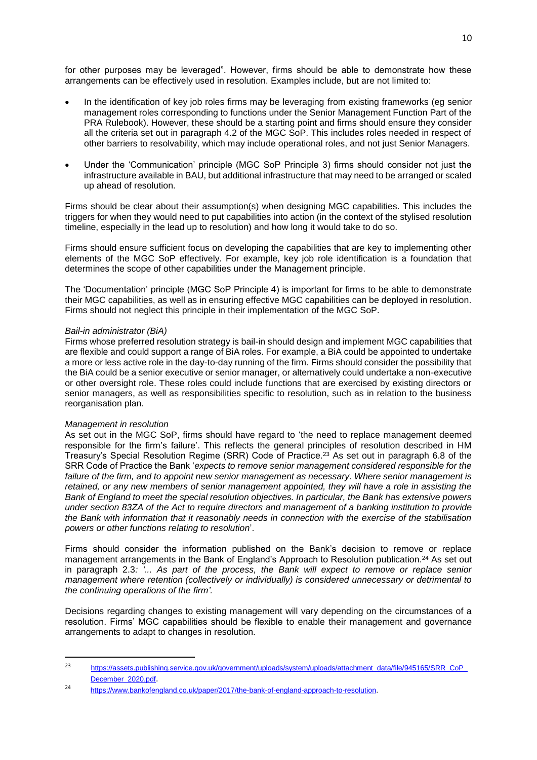for other purposes may be leveraged". However, firms should be able to demonstrate how these arrangements can be effectively used in resolution. Examples include, but are not limited to:

- In the identification of key job roles firms may be leveraging from existing frameworks (eg senior management roles corresponding to functions under the Senior Management Function Part of the PRA Rulebook). However, these should be a starting point and firms should ensure they consider all the criteria set out in paragraph 4.2 of the MGC SoP. This includes roles needed in respect of other barriers to resolvability, which may include operational roles, and not just Senior Managers.
- Under the 'Communication' principle (MGC SoP Principle 3) firms should consider not just the infrastructure available in BAU, but additional infrastructure that may need to be arranged or scaled up ahead of resolution.

Firms should be clear about their assumption(s) when designing MGC capabilities. This includes the triggers for when they would need to put capabilities into action (in the context of the stylised resolution timeline, especially in the lead up to resolution) and how long it would take to do so.

Firms should ensure sufficient focus on developing the capabilities that are key to implementing other elements of the MGC SoP effectively. For example, key job role identification is a foundation that determines the scope of other capabilities under the Management principle.

The 'Documentation' principle (MGC SoP Principle 4) is important for firms to be able to demonstrate their MGC capabilities, as well as in ensuring effective MGC capabilities can be deployed in resolution. Firms should not neglect this principle in their implementation of the MGC SoP.

*Bail-in administrator (BiA)*

Firms whose preferred resolution strategy is bail-in should design and implement MGC capabilities that are flexible and could support a range of BiA roles. For example, a BiA could be appointed to undertake a more or less active role in the day-to-day running of the firm. Firms should consider the possibility that the BiA could be a senior executive or senior manager, or alternatively could undertake a non-executive or other oversight role. These roles could include functions that are exercised by existing directors or senior managers, as well as responsibilities specific to resolution, such as in relation to the business reorganisation plan.

*Management in resolution*

As set out in the MGC SoP, firms should have regard to 'the need to replace management deemed responsible for the firm's failure'. This reflects the general principles of resolution described in HM Treasury's Special Resolution Regime (SRR) Code of Practice.[23] As set out in paragraph 6.8 of the SRR Code of Practice the Bank '*expects to remove senior management considered responsible for the failure of the firm, and to appoint new senior management as necessary. Where senior management is retained, or any new members of senior management appointed, they will have a role in assisting the Bank of England to meet the special resolution objectives. In particular, the Bank has extensive powers under section 83ZA of the Act to require directors and management of a banking institution to provide the Bank with information that it reasonably needs in connection with the exercise of the stabilisation powers or other functions relating to resolution*'.

Firms should consider the information published on the Bank's decision to remove or replace management arrangements in the Bank of England's Approach to Resolution publication.[24] As set out in paragraph 2.3: *'... As part of the process, the Bank will expect to remove or replace senior management where retention (collectively or individually) is considered unnecessary or detrimental to the continuing operations of the firm'.*

Decisions regarding changes to existing management will vary depending on the circumstances of a resolution. Firms' MGC capabilities should be flexible to enable their management and governance arrangements to adapt to changes in resolution.

---

[23] https://assets.publishing.service.gov.uk/government/uploads/system/uploads/attachment_data/file/945165/SRR_CoP_December_2020.pdf.

[24] https://www.bankofengland.co.uk/paper/2017/the-bank-of-england-approach-to-resolution.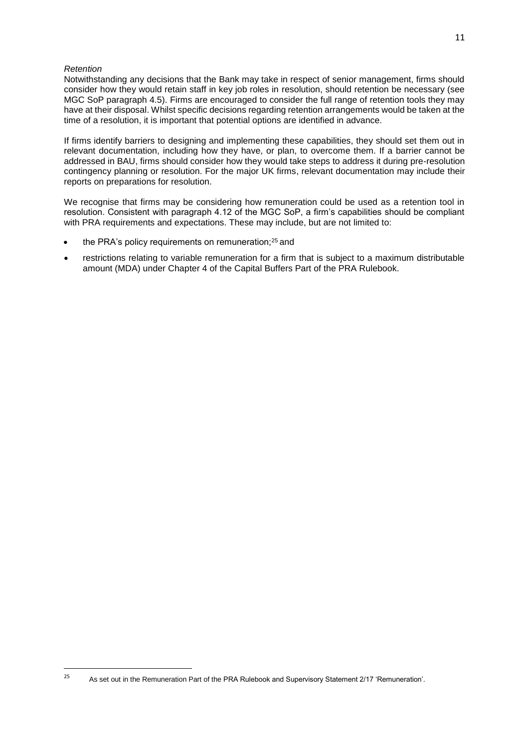*Retention*

Notwithstanding any decisions that the Bank may take in respect of senior management, firms should consider how they would retain staff in key job roles in resolution, should retention be necessary (see MGC SoP paragraph 4.5). Firms are encouraged to consider the full range of retention tools they may have at their disposal. Whilst specific decisions regarding retention arrangements would be taken at the time of a resolution, it is important that potential options are identified in advance.

If firms identify barriers to designing and implementing these capabilities, they should set them out in relevant documentation, including how they have, or plan, to overcome them. If a barrier cannot be addressed in BAU, firms should consider how they would take steps to address it during pre-resolution contingency planning or resolution. For the major UK firms, relevant documentation may include their reports on preparations for resolution.

We recognise that firms may be considering how remuneration could be used as a retention tool in resolution. Consistent with paragraph 4.12 of the MGC SoP, a firm's capabilities should be compliant with PRA requirements and expectations. These may include, but are not limited to:

- the PRA's policy requirements on remuneration;[25] and
- restrictions relating to variable remuneration for a firm that is subject to a maximum distributable amount (MDA) under Chapter 4 of the Capital Buffers Part of the PRA Rulebook.

[25] As set out in the Remuneration Part of the PRA Rulebook and Supervisory Statement 2/17 'Remuneration'.